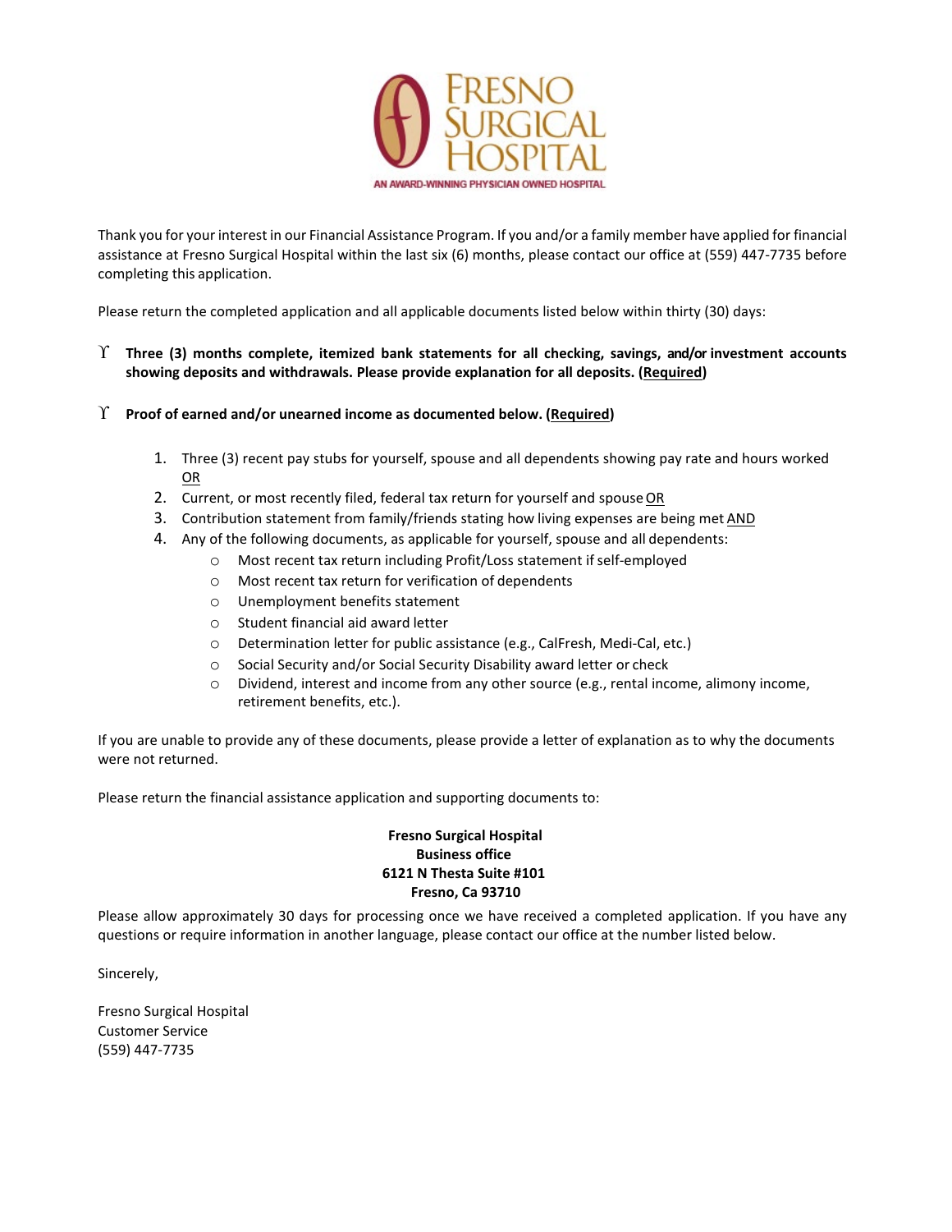# FRESNO SURGICAL HOSPITAL

AN AWARD-WINNING PHYSICIAN OWNED HOSPITAL

Thank you for your interest in our Financial Assistance Program. If you and/or a family member have applied for financial assistance at Fresno Surgical Hospital within the last six (6) months, please contact our office at (559) 447-7735 before completing this application.

Please return the completed application and all applicable documents listed below within thirty (30) days:

- **Three (3) months complete, itemized bank statements for all checking, savings, and/or investment accounts showing deposits and withdrawals. Please provide explanation for all deposits. (<u>Required</u>)**

- **Proof of earned and/or unearned income as documented below. (<u>Required</u>)**

  1. Three (3) recent pay stubs for yourself, spouse and all dependents showing pay rate and hours worked <u>OR</u>
  2. Current, or most recently filed, federal tax return for yourself and spouse <u>OR</u>
  3. Contribution statement from family/friends stating how living expenses are being met <u>AND</u>
  4. Any of the following documents, as applicable for yourself, spouse and all dependents:
     - Most recent tax return including Profit/Loss statement if self-employed
     - Most recent tax return for verification of dependents
     - Unemployment benefits statement
     - Student financial aid award letter
     - Determination letter for public assistance (e.g., CalFresh, Medi-Cal, etc.)
     - Social Security and/or Social Security Disability award letter or check
     - Dividend, interest and income from any other source (e.g., rental income, alimony income, retirement benefits, etc.).

If you are unable to provide any of these documents, please provide a letter of explanation as to why the documents were not returned.

Please return the financial assistance application and supporting documents to:

**Fresno Surgical Hospital**
**Business office**
**6121 N Thesta Suite #101**
**Fresno, Ca 93710**

Please allow approximately 30 days for processing once we have received a completed application. If you have any questions or require information in another language, please contact our office at the number listed below.

Sincerely,

Fresno Surgical Hospital
Customer Service
(559) 447-7735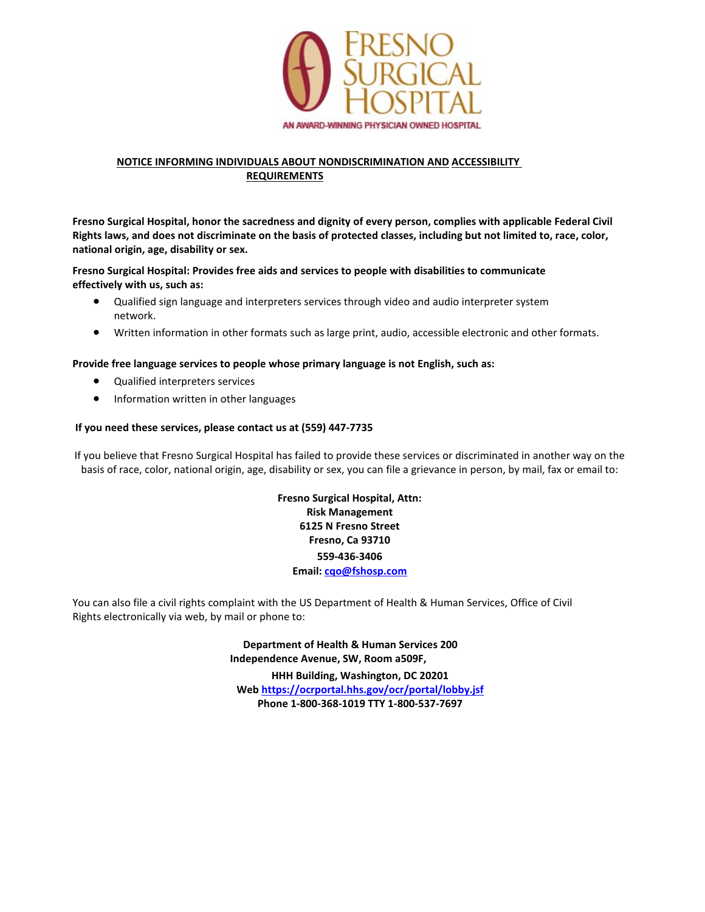FRESNO SURGICAL HOSPITAL

AN AWARD-WINNING PHYSICIAN OWNED HOSPITAL

## NOTICE INFORMING INDIVIDUALS ABOUT NONDISCRIMINATION AND ACCESSIBILITY REQUIREMENTS

**Fresno Surgical Hospital, honor the sacredness and dignity of every person, complies with applicable Federal Civil Rights laws, and does not discriminate on the basis of protected classes, including but not limited to, race, color, national origin, age, disability or sex.**

**Fresno Surgical Hospital: Provides free aids and services to people with disabilities to communicate effectively with us, such as:**

- Qualified sign language and interpreters services through video and audio interpreter system network.
- Written information in other formats such as large print, audio, accessible electronic and other formats.

**Provide free language services to people whose primary language is not English, such as:**

- Qualified interpreters services
- Information written in other languages

**If you need these services, please contact us at (559) 447-7735**

If you believe that Fresno Surgical Hospital has failed to provide these services or discriminated in another way on the basis of race, color, national origin, age, disability or sex, you can file a grievance in person, by mail, fax or email to:

**Fresno Surgical Hospital, Attn:**
**Risk Management**
**6125 N Fresno Street**
**Fresno, Ca 93710**
**559-436-3406**
**Email: cqo@fshosp.com**

You can also file a civil rights complaint with the US Department of Health & Human Services, Office of Civil Rights electronically via web, by mail or phone to:

**Department of Health & Human Services 200**
**Independence Avenue, SW, Room a509F,**
**HHH Building, Washington, DC 20201**
**Web https://ocrportal.hhs.gov/ocr/portal/lobby.jsf**
**Phone 1-800-368-1019 TTY 1-800-537-7697**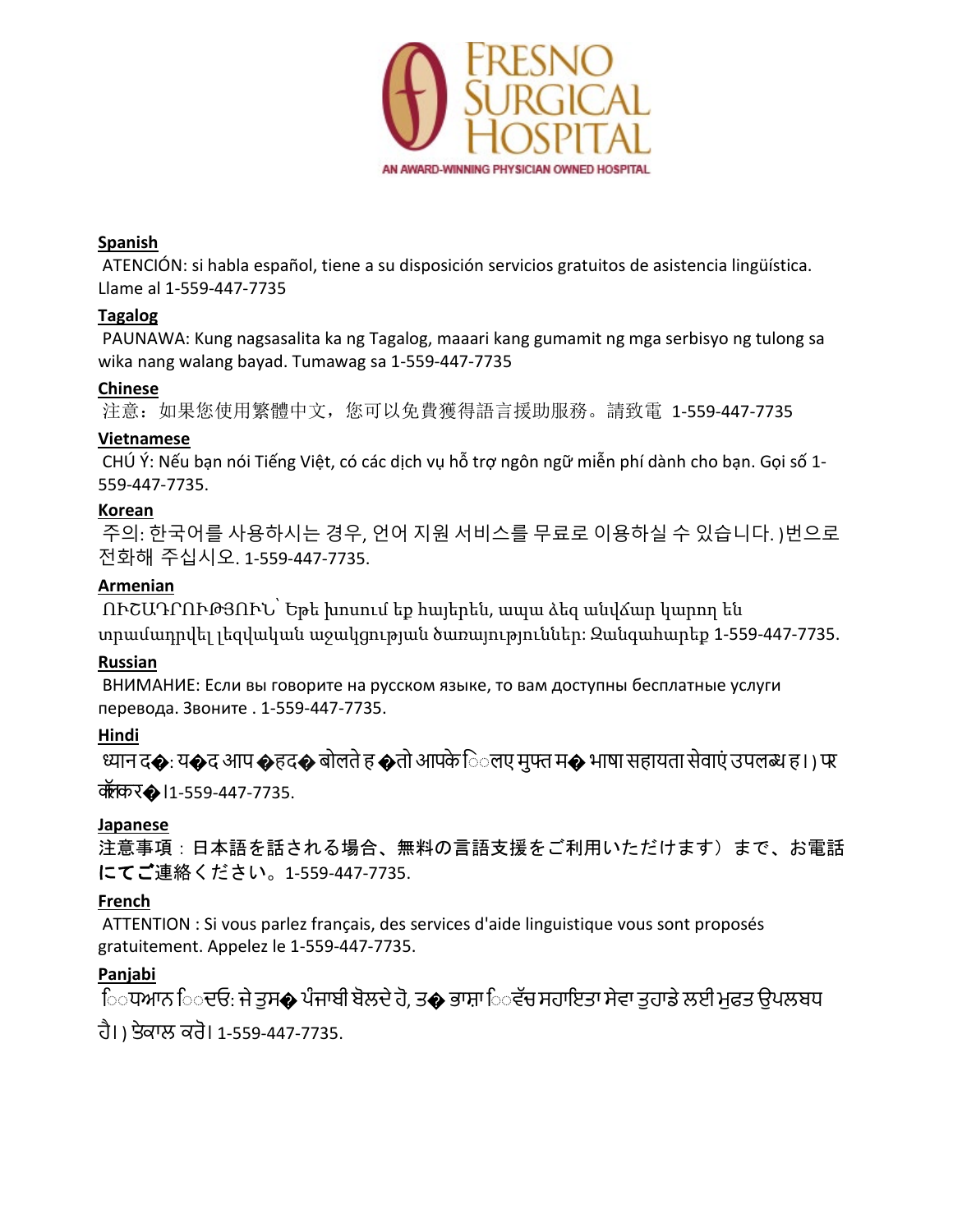FRESNO SURGICAL HOSPITAL

AN AWARD-WINNING PHYSICIAN OWNED HOSPITAL

**Spanish**

ATENCIÓN: si habla español, tiene a su disposición servicios gratuitos de asistencia lingüística. Llame al 1-559-447-7735

**Tagalog**

PAUNAWA: Kung nagsasalita ka ng Tagalog, maaari kang gumamit ng mga serbisyo ng tulong sa wika nang walang bayad. Tumawag sa 1-559-447-7735

**Chinese**

注意：如果您使用繁體中文，您可以免費獲得語言援助服務。請致電 1-559-447-7735

**Vietnamese**

CHÚ Ý: Nếu bạn nói Tiếng Việt, có các dịch vụ hỗ trợ ngôn ngữ miễn phí dành cho bạn. Gọi số 1-559-447-7735.

**Korean**

주의: 한국어를 사용하시는 경우, 언어 지원 서비스를 무료로 이용하실 수 있습니다. )번으로 전화해 주십시오. 1-559-447-7735.

**Armenian**

ՈՒՇԱԴՐՈՒԹՅՈՒՆ՝ Եթե խոսում եք հայերեն, ապա ձեզ անվճար կարող են տրամադրվել լեզվական աջակցության ծառայություններ: Զանգահարեք 1-559-447-7735.

**Russian**

ВНИМАНИЕ: Если вы говорите на русском языке, то вам доступны бесплатные услуги перевода. Звоните . 1-559-447-7735.

**Hindi**

ध्यान द�: य�द आप �हद� बोलते ह �तो आपके िलए मुफ्त म� भाषा सहायता सेवाएं उपलब्ध ह। ) पर कॉल कर� ।1-559-447-7735.

**Japanese**

注意事項：日本語を話される場合、無料の言語支援をご利用いただけます）まで、お電話にてご連絡ください。1-559-447-7735.

**French**

ATTENTION : Si vous parlez français, des services d'aide linguistique vous sont proposés gratuitement. Appelez le 1-559-447-7735.

**Panjabi**

ਿਧਆਨ ਿਦਓ: ਜੇ ਤੁਸ� ਪੰਜਾਬੀ ਬੋਲਦੇ ਹੋ, ਤ� ਭਾਸ਼ਾ ਿਵੱਚ ਸਹਾਇਤਾ ਸੇਵਾ ਤੁਹਾਡੇ ਲਈ ਮੁਫਤ ਉਪਲਬਧ ਹੈ। ) ਤੇਕਾਲ ਕਰੋ। 1-559-447-7735.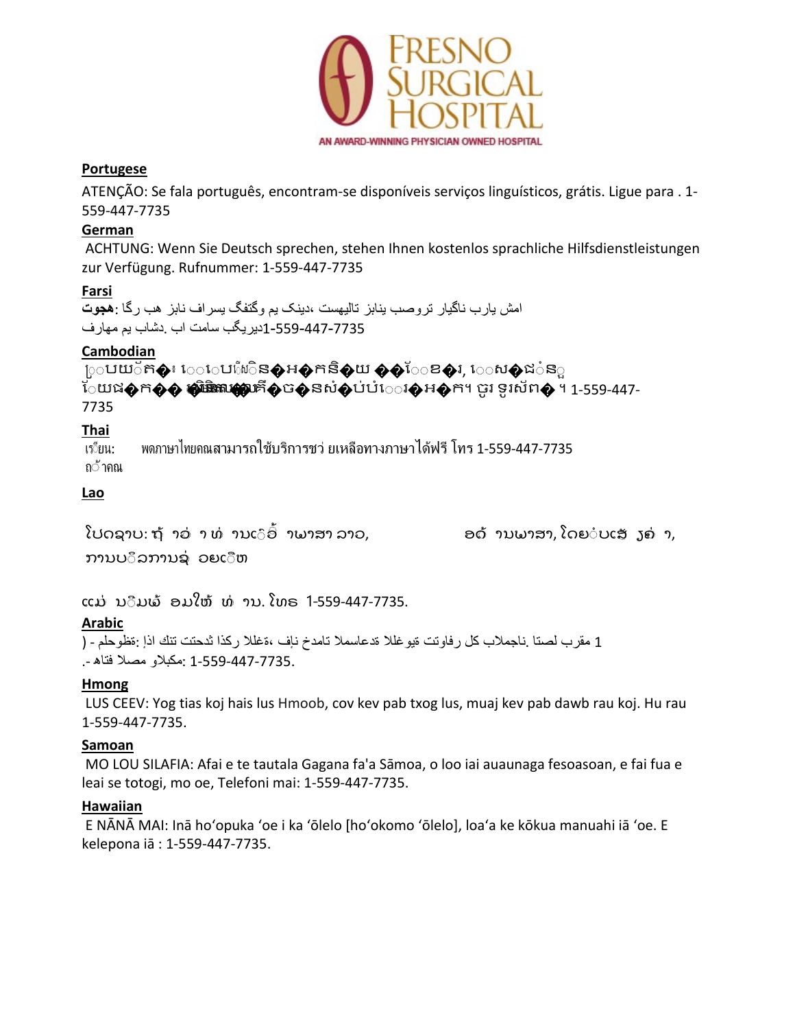**Portugese**

ATENÇÃO: Se fala português, encontram-se disponíveis serviços linguísticos, grátis. Ligue para . 1-559-447-7735

**German**

ACHTUNG: Wenn Sie Deutsch sprechen, stehen Ihnen kostenlos sprachliche Hilfsdienstleistungen zur Verfügung. Rufnummer: 1-559-447-7735

**Farsi**

**توجه**: اگر به زبان فارسی گفتگو می کنید، تسهیلات زبانی بصورت رایگان برای شما فراهم می باشد. با تماس بگیرید1-559-447-7735

**Cambodian**

ប្រយ័ត៖ បើសិនជាអ្នកនិយាយ ភាសាខ្មែរ, សេវាជំនួយផ្នែកភាសា ដោយមិនគិតឈ្នួល គឺអាចមានសំរាប់បំរើអ្នក។ ចូរ ទូរស័ព្ទ ។ 1-559-447-7735

**Thai**

เรียน: ถ้าคุณพูดภาษาไทยคุณสามารถใช้บริการช่วยเหลือทางภาษาได้ฟรี โทร 1-559-447-7735

**Lao**

ໂປດຊາບ: ຖ້າວ່າ ທ່ານເວົ້າພາສາ ລາວ, ການບໍລິການຊ່ວຍເຫຼືອດ້ານພາສາ, ໂດຍບໍ່ເສັຽຄ່າ, ແມ່ນມີພ້ອມໃຫ້ທ່ານ. ໂທຣ 1-559-447-7735.

**Arabic**

ملحوظة: إذا كنت تتحدث اذكر اللغة، فإن خدمات المساعدة اللغوية تتوافر لك بالمجان. اتصل برقم 1-559-447-7735. (رقم هاتف الصم والبكم: -).

**Hmong**

LUS CEEV: Yog tias koj hais lus Hmoob, cov kev pab txog lus, muaj kev pab dawb rau koj. Hu rau 1-559-447-7735.

**Samoan**

MO LOU SILAFIA: Afai e te tautala Gagana fa'a Sāmoa, o loo iai auaunaga fesoasoan, e fai fua e leai se totogi, mo oe, Telefoni mai: 1-559-447-7735.

**Hawaiian**

E NĀNĀ MAI: Inā hoʻopuka ʻoe i ka ʻōlelo [hoʻokomo ʻōlelo], loaʻa ke kōkua manuahi iā ʻoe. E kelepona iā : 1-559-447-7735.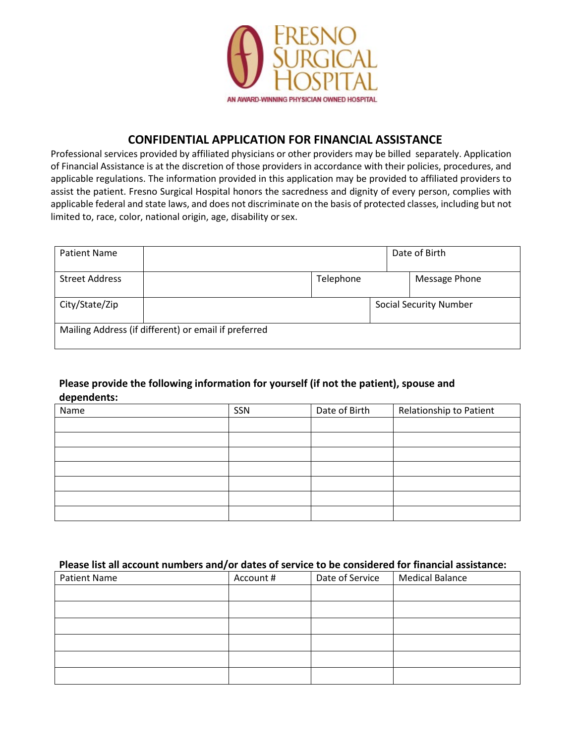FRESNO SURGICAL HOSPITAL

AN AWARD-WINNING PHYSICIAN OWNED HOSPITAL

## CONFIDENTIAL APPLICATION FOR FINANCIAL ASSISTANCE

Professional services provided by affiliated physicians or other providers may be billed separately. Application of Financial Assistance is at the discretion of those providers in accordance with their policies, procedures, and applicable regulations. The information provided in this application may be provided to affiliated providers to assist the patient. Fresno Surgical Hospital honors the sacredness and dignity of every person, complies with applicable federal and state laws, and does not discriminate on the basis of protected classes, including but not limited to, race, color, national origin, age, disability or sex.

| Patient Name | | | Date of Birth | |
|---|---|---|---|---|
| Street Address | | Telephone | | Message Phone |
| City/State/Zip | | | Social Security Number | |
| Mailing Address (if different) or email if preferred | | | | |

**Please provide the following information for yourself (if not the patient), spouse and dependents:**

| Name | SSN | Date of Birth | Relationship to Patient |
|---|---|---|---|
| | | | |
| | | | |
| | | | |
| | | | |
| | | | |
| | | | |
| | | | |

**Please list all account numbers and/or dates of service to be considered for financial assistance:**

| Patient Name | Account # | Date of Service | Medical Balance |
|---|---|---|---|
| | | | |
| | | | |
| | | | |
| | | | |
| | | | |
| | | | |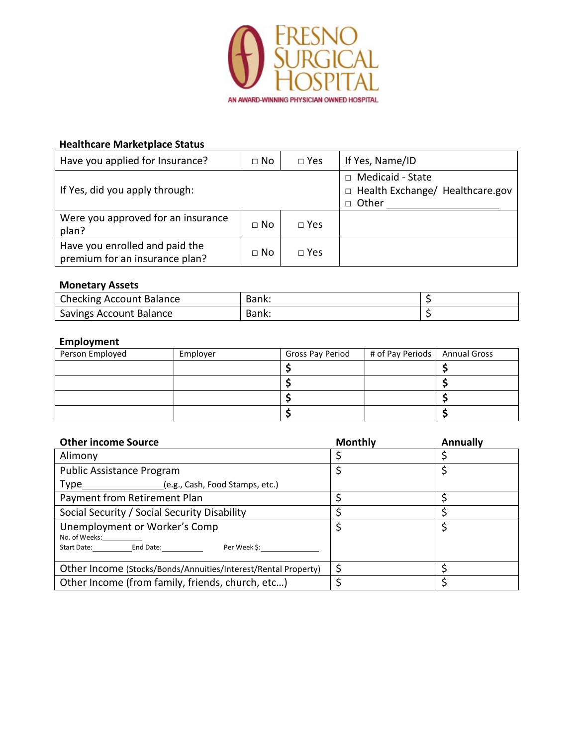**FRESNO SURGICAL HOSPITAL**

AN AWARD-WINNING PHYSICIAN OWNED HOSPITAL

### Healthcare Marketplace Status

| | | | |
|---|---|---|---|
| Have you applied for Insurance? | □ No | □ Yes | If Yes, Name/ID |
| If Yes, did you apply through: | | | □ Medicaid - State<br>□ Health Exchange/ Healthcare.gov<br>□ Other ______________ |
| Were you approved for an insurance plan? | □ No | □ Yes | |
| Have you enrolled and paid the premium for an insurance plan? | □ No | □ Yes | |

### Monetary Assets

| | | |
|---|---|---|
| Checking Account Balance | Bank: | $ |
| Savings Account Balance | Bank: | $ |

### Employment

| Person Employed | Employer | Gross Pay Period | # of Pay Periods | Annual Gross |
|---|---|---|---|---|
| | | **$** | | **$** |
| | | **$** | | **$** |
| | | **$** | | **$** |
| | | **$** | | **$** |

| **Other income Source** | **Monthly** | **Annually** |
|---|---|---|
| Alimony | $ | $ |
| Public Assistance Program<br>Type______________(e.g., Cash, Food Stamps, etc.) | $ | $ |
| Payment from Retirement Plan | $ | $ |
| Social Security / Social Security Disability | $ | $ |
| Unemployment or Worker's Comp<br>No. of Weeks:__________<br>Start Date:__________ End Date:__________ Per Week $:______________ | $ | $ |
| Other Income (Stocks/Bonds/Annuities/Interest/Rental Property) | $ | $ |
| Other Income (from family, friends, church, etc…) | $ | $ |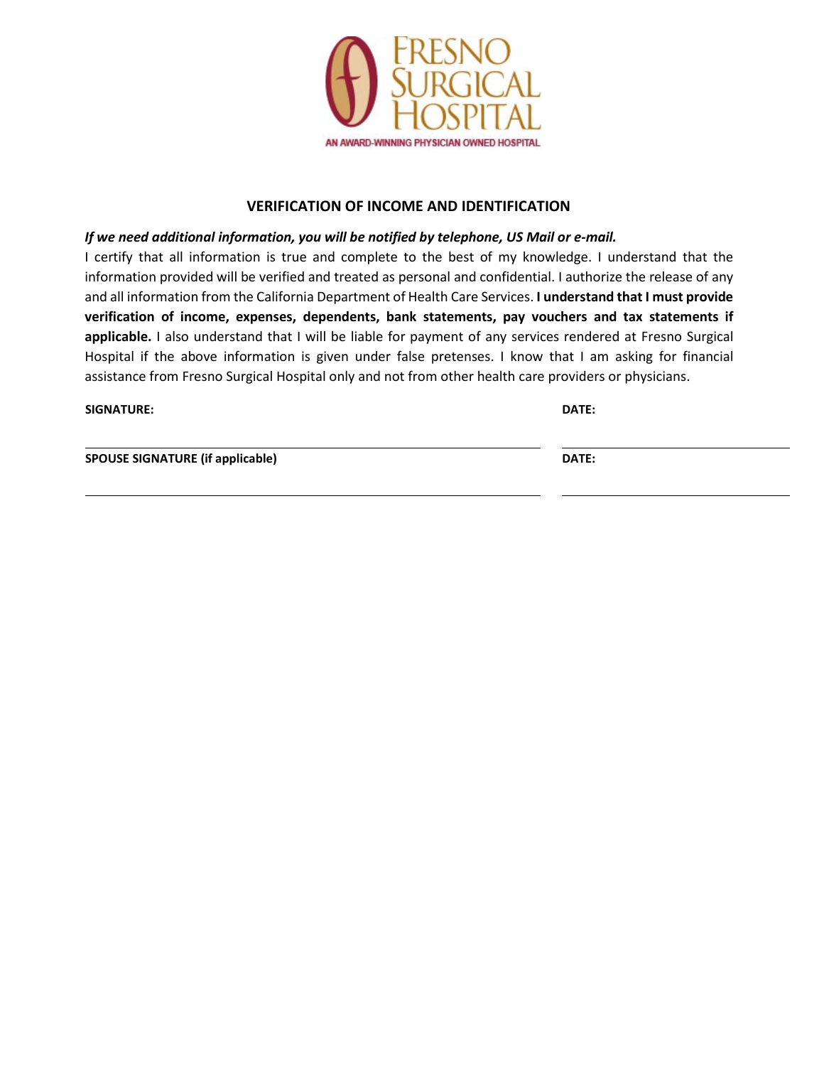FRESNO SURGICAL HOSPITAL

AN AWARD-WINNING PHYSICIAN OWNED HOSPITAL

## VERIFICATION OF INCOME AND IDENTIFICATION

***If we need additional information, you will be notified by telephone, US Mail or e-mail.***

I certify that all information is true and complete to the best of my knowledge. I understand that the information provided will be verified and treated as personal and confidential. I authorize the release of any and all information from the California Department of Health Care Services. **I understand that I must provide verification of income, expenses, dependents, bank statements, pay vouchers and tax statements if applicable.** I also understand that I will be liable for payment of any services rendered at Fresno Surgical Hospital if the above information is given under false pretenses. I know that I am asking for financial assistance from Fresno Surgical Hospital only and not from other health care providers or physicians.

**SIGNATURE:** ______________________________ **DATE:** ______________

**SPOUSE SIGNATURE (if applicable)** ______________________________ **DATE:** ______________